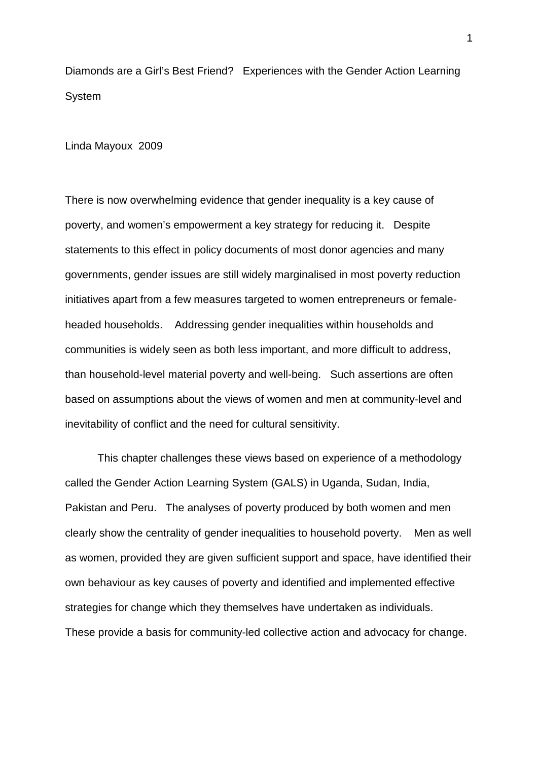# Diamonds are a Girl's Best Friend? Experiences with the Gender Action Learning System

Linda Mayoux 2009

There is now overwhelming evidence that gender inequality is a key cause of poverty, and women's empowerment a key strategy for reducing it. Despite statements to this effect in policy documents of most donor agencies and many governments, gender issues are still widely marginalised in most poverty reduction initiatives apart from a few measures targeted to women entrepreneurs or female-headed households. Addressing gender inequalities within households and communities is widely seen as both less important, and more difficult to address, than household-level material poverty and well-being. Such assertions are often based on assumptions about the views of women and men at community-level and inevitability of conflict and the need for cultural sensitivity.

This chapter challenges these views based on experience of a methodology called the Gender Action Learning System (GALS) in Uganda, Sudan, India, Pakistan and Peru. The analyses of poverty produced by both women and men clearly show the centrality of gender inequalities to household poverty. Men as well as women, provided they are given sufficient support and space, have identified their own behaviour as key causes of poverty and identified and implemented effective strategies for change which they themselves have undertaken as individuals. These provide a basis for community-led collective action and advocacy for change.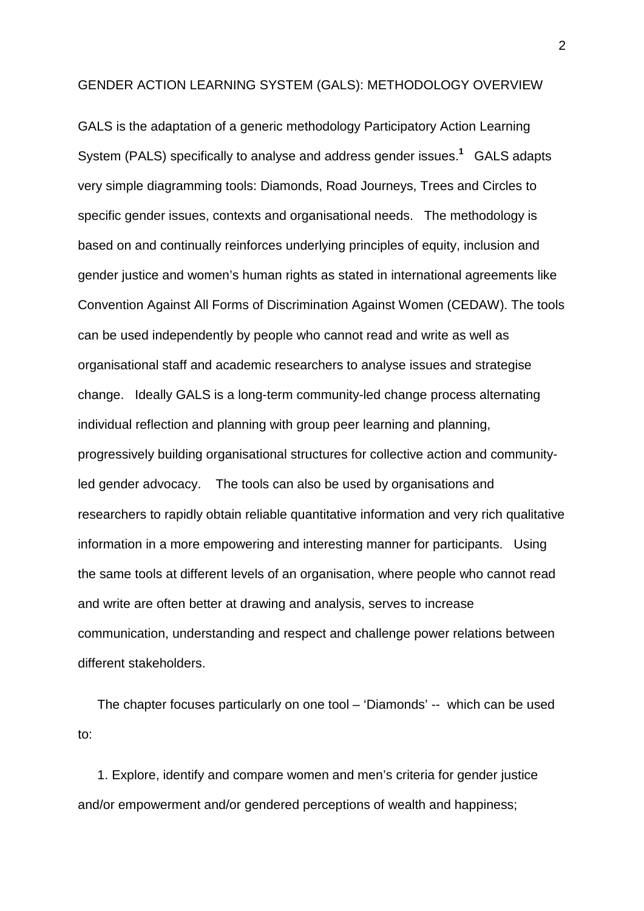## GENDER ACTION LEARNING SYSTEM (GALS): METHODOLOGY OVERVIEW

GALS is the adaptation of a generic methodology Participatory Action Learning System (PALS) specifically to analyse and address gender issues.[1] GALS adapts very simple diagramming tools: Diamonds, Road Journeys, Trees and Circles to specific gender issues, contexts and organisational needs. The methodology is based on and continually reinforces underlying principles of equity, inclusion and gender justice and women's human rights as stated in international agreements like Convention Against All Forms of Discrimination Against Women (CEDAW). The tools can be used independently by people who cannot read and write as well as organisational staff and academic researchers to analyse issues and strategise change. Ideally GALS is a long-term community-led change process alternating individual reflection and planning with group peer learning and planning, progressively building organisational structures for collective action and community-led gender advocacy. The tools can also be used by organisations and researchers to rapidly obtain reliable quantitative information and very rich qualitative information in a more empowering and interesting manner for participants. Using the same tools at different levels of an organisation, where people who cannot read and write are often better at drawing and analysis, serves to increase communication, understanding and respect and challenge power relations between different stakeholders.

The chapter focuses particularly on one tool – 'Diamonds' -- which can be used to:

1. Explore, identify and compare women and men's criteria for gender justice and/or empowerment and/or gendered perceptions of wealth and happiness;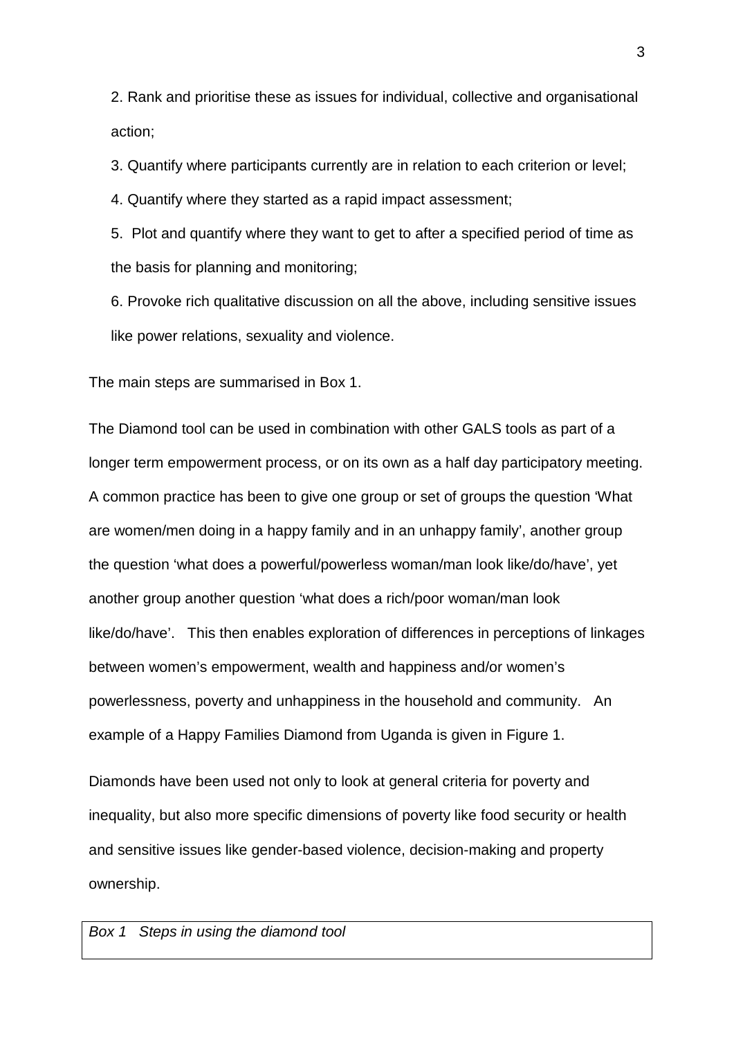2. Rank and prioritise these as issues for individual, collective and organisational action;

3. Quantify where participants currently are in relation to each criterion or level;

4. Quantify where they started as a rapid impact assessment;

5. Plot and quantify where they want to get to after a specified period of time as the basis for planning and monitoring;

6. Provoke rich qualitative discussion on all the above, including sensitive issues like power relations, sexuality and violence.

The main steps are summarised in Box 1.

The Diamond tool can be used in combination with other GALS tools as part of a longer term empowerment process, or on its own as a half day participatory meeting. A common practice has been to give one group or set of groups the question 'What are women/men doing in a happy family and in an unhappy family', another group the question 'what does a powerful/powerless woman/man look like/do/have', yet another group another question 'what does a rich/poor woman/man look like/do/have'. This then enables exploration of differences in perceptions of linkages between women's empowerment, wealth and happiness and/or women's powerlessness, poverty and unhappiness in the household and community. An example of a Happy Families Diamond from Uganda is given in Figure 1.

Diamonds have been used not only to look at general criteria for poverty and inequality, but also more specific dimensions of poverty like food security or health and sensitive issues like gender-based violence, decision-making and property ownership.

*Box 1 Steps in using the diamond tool*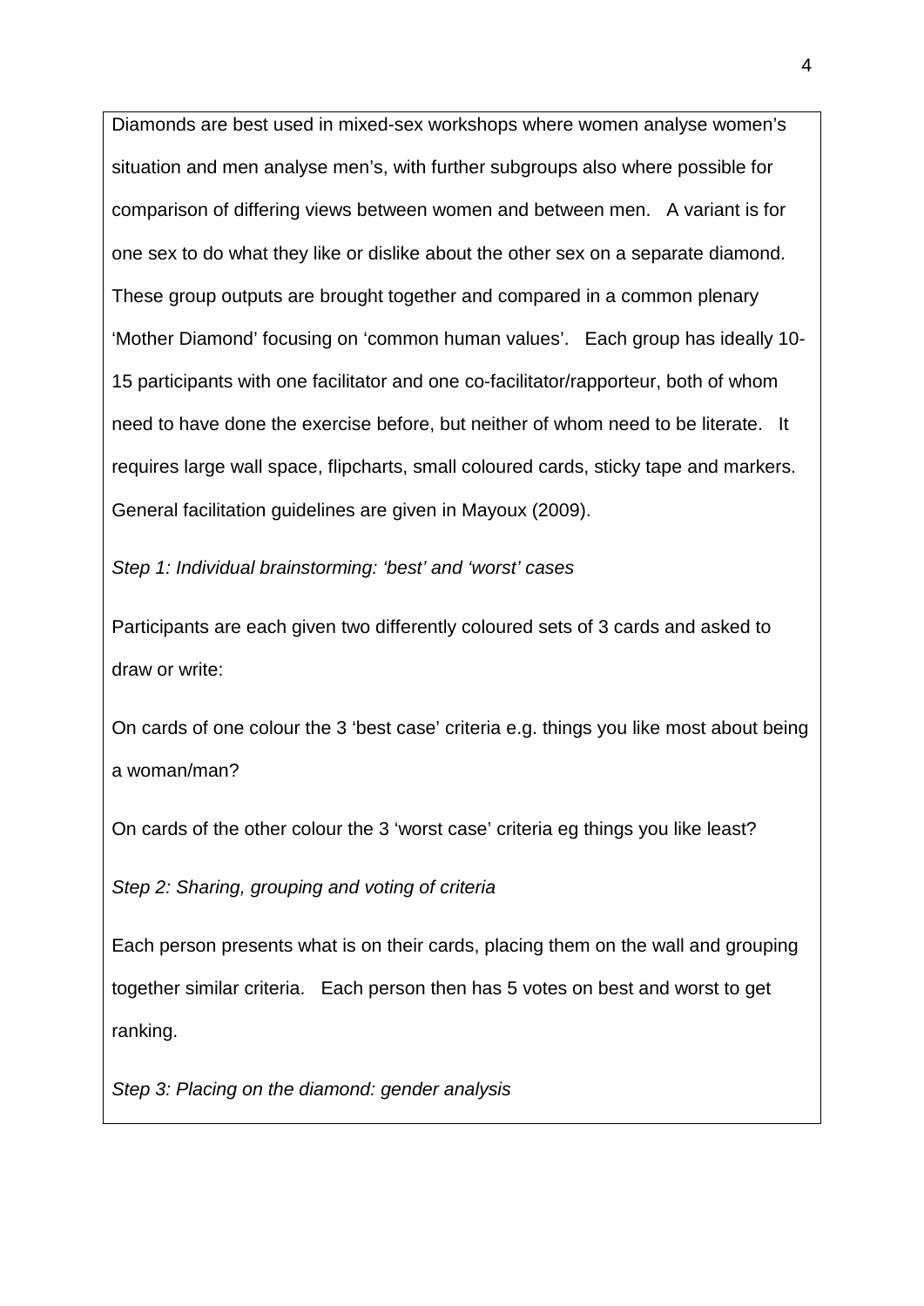Diamonds are best used in mixed-sex workshops where women analyse women's situation and men analyse men's, with further subgroups also where possible for comparison of differing views between women and between men. A variant is for one sex to do what they like or dislike about the other sex on a separate diamond. These group outputs are brought together and compared in a common plenary 'Mother Diamond' focusing on 'common human values'. Each group has ideally 10-15 participants with one facilitator and one co-facilitator/rapporteur, both of whom need to have done the exercise before, but neither of whom need to be literate. It requires large wall space, flipcharts, small coloured cards, sticky tape and markers. General facilitation guidelines are given in Mayoux (2009).

*Step 1: Individual brainstorming: 'best' and 'worst' cases*

Participants are each given two differently coloured sets of 3 cards and asked to draw or write:

On cards of one colour the 3 'best case' criteria e.g. things you like most about being a woman/man?

On cards of the other colour the 3 'worst case' criteria eg things you like least?

*Step 2: Sharing, grouping and voting of criteria*

Each person presents what is on their cards, placing them on the wall and grouping together similar criteria. Each person then has 5 votes on best and worst to get ranking.

*Step 3: Placing on the diamond: gender analysis*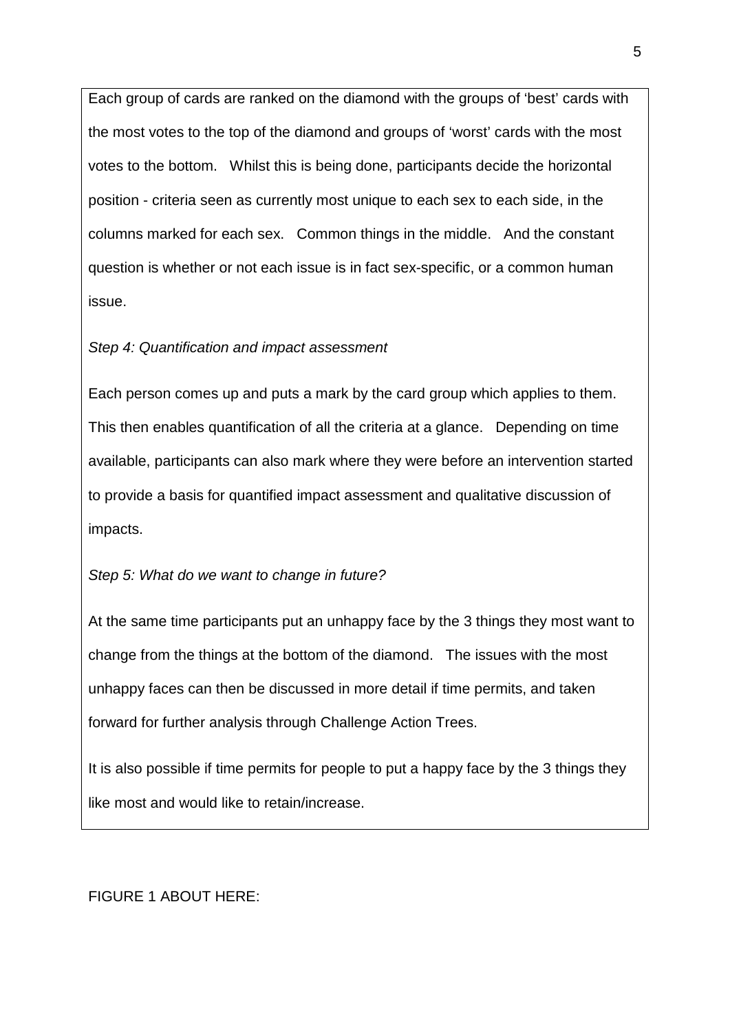Each group of cards are ranked on the diamond with the groups of 'best' cards with the most votes to the top of the diamond and groups of 'worst' cards with the most votes to the bottom. Whilst this is being done, participants decide the horizontal position - criteria seen as currently most unique to each sex to each side, in the columns marked for each sex. Common things in the middle. And the constant question is whether or not each issue is in fact sex-specific, or a common human issue.

*Step 4: Quantification and impact assessment*

Each person comes up and puts a mark by the card group which applies to them. This then enables quantification of all the criteria at a glance. Depending on time available, participants can also mark where they were before an intervention started to provide a basis for quantified impact assessment and qualitative discussion of impacts.

*Step 5: What do we want to change in future?*

At the same time participants put an unhappy face by the 3 things they most want to change from the things at the bottom of the diamond. The issues with the most unhappy faces can then be discussed in more detail if time permits, and taken forward for further analysis through Challenge Action Trees.

It is also possible if time permits for people to put a happy face by the 3 things they like most and would like to retain/increase.

FIGURE 1 ABOUT HERE: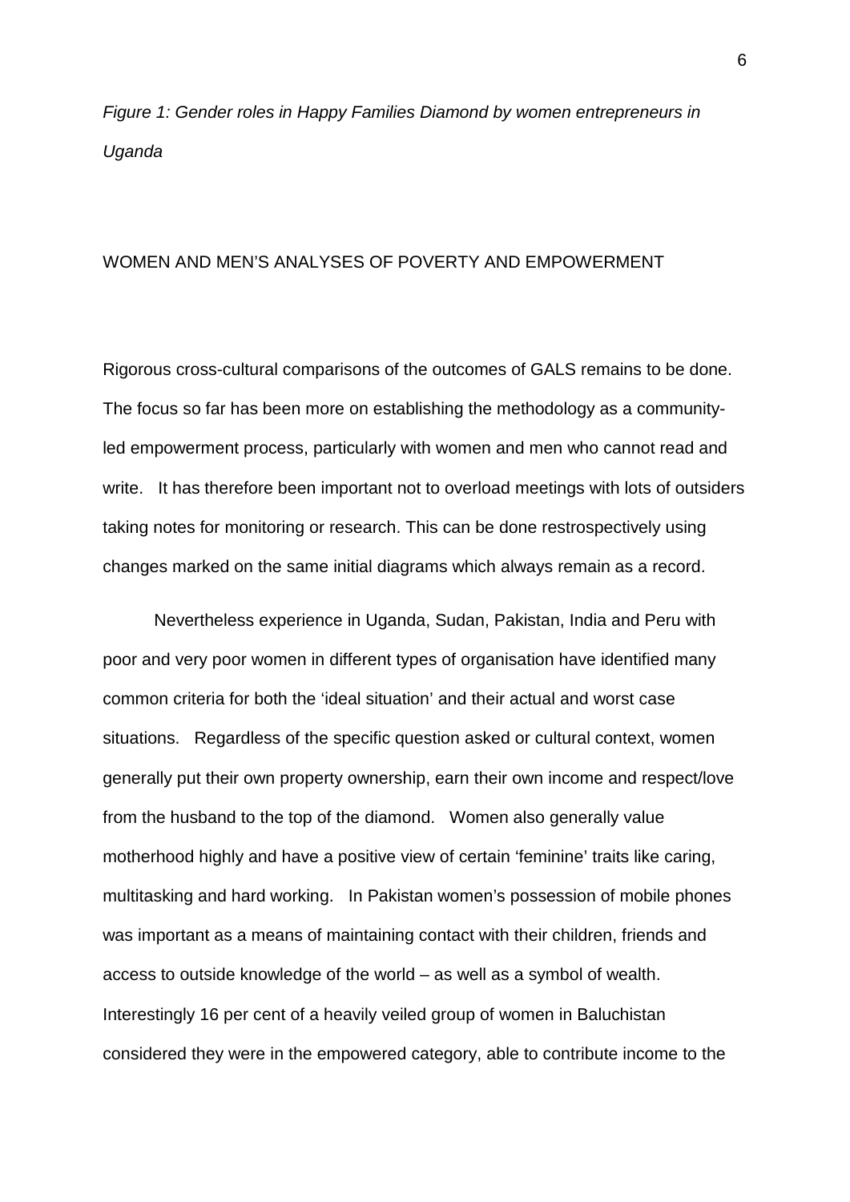*Figure 1: Gender roles in Happy Families Diamond by women entrepreneurs in Uganda*

## WOMEN AND MEN'S ANALYSES OF POVERTY AND EMPOWERMENT

Rigorous cross-cultural comparisons of the outcomes of GALS remains to be done. The focus so far has been more on establishing the methodology as a community-led empowerment process, particularly with women and men who cannot read and write. It has therefore been important not to overload meetings with lots of outsiders taking notes for monitoring or research. This can be done restrospectively using changes marked on the same initial diagrams which always remain as a record.

Nevertheless experience in Uganda, Sudan, Pakistan, India and Peru with poor and very poor women in different types of organisation have identified many common criteria for both the 'ideal situation' and their actual and worst case situations. Regardless of the specific question asked or cultural context, women generally put their own property ownership, earn their own income and respect/love from the husband to the top of the diamond. Women also generally value motherhood highly and have a positive view of certain 'feminine' traits like caring, multitasking and hard working. In Pakistan women's possession of mobile phones was important as a means of maintaining contact with their children, friends and access to outside knowledge of the world – as well as a symbol of wealth. Interestingly 16 per cent of a heavily veiled group of women in Baluchistan considered they were in the empowered category, able to contribute income to the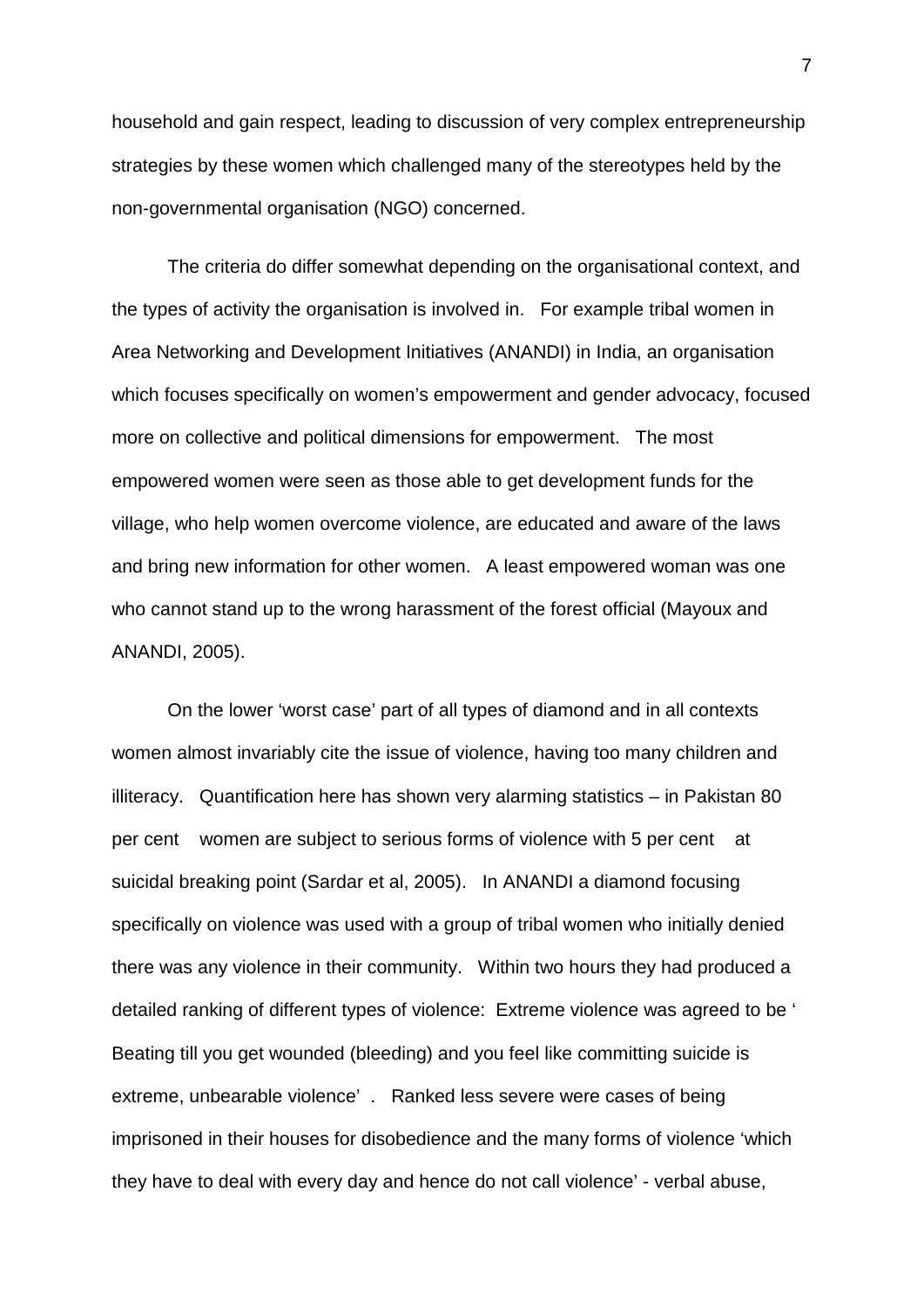household and gain respect, leading to discussion of very complex entrepreneurship strategies by these women which challenged many of the stereotypes held by the non-governmental organisation (NGO) concerned.

The criteria do differ somewhat depending on the organisational context, and the types of activity the organisation is involved in. For example tribal women in Area Networking and Development Initiatives (ANANDI) in India, an organisation which focuses specifically on women's empowerment and gender advocacy, focused more on collective and political dimensions for empowerment. The most empowered women were seen as those able to get development funds for the village, who help women overcome violence, are educated and aware of the laws and bring new information for other women. A least empowered woman was one who cannot stand up to the wrong harassment of the forest official (Mayoux and ANANDI, 2005).

On the lower 'worst case' part of all types of diamond and in all contexts women almost invariably cite the issue of violence, having too many children and illiteracy. Quantification here has shown very alarming statistics – in Pakistan 80 per cent women are subject to serious forms of violence with 5 per cent at suicidal breaking point (Sardar et al, 2005). In ANANDI a diamond focusing specifically on violence was used with a group of tribal women who initially denied there was any violence in their community. Within two hours they had produced a detailed ranking of different types of violence: Extreme violence was agreed to be ' Beating till you get wounded (bleeding) and you feel like committing suicide is extreme, unbearable violence' . Ranked less severe were cases of being imprisoned in their houses for disobedience and the many forms of violence 'which they have to deal with every day and hence do not call violence' - verbal abuse,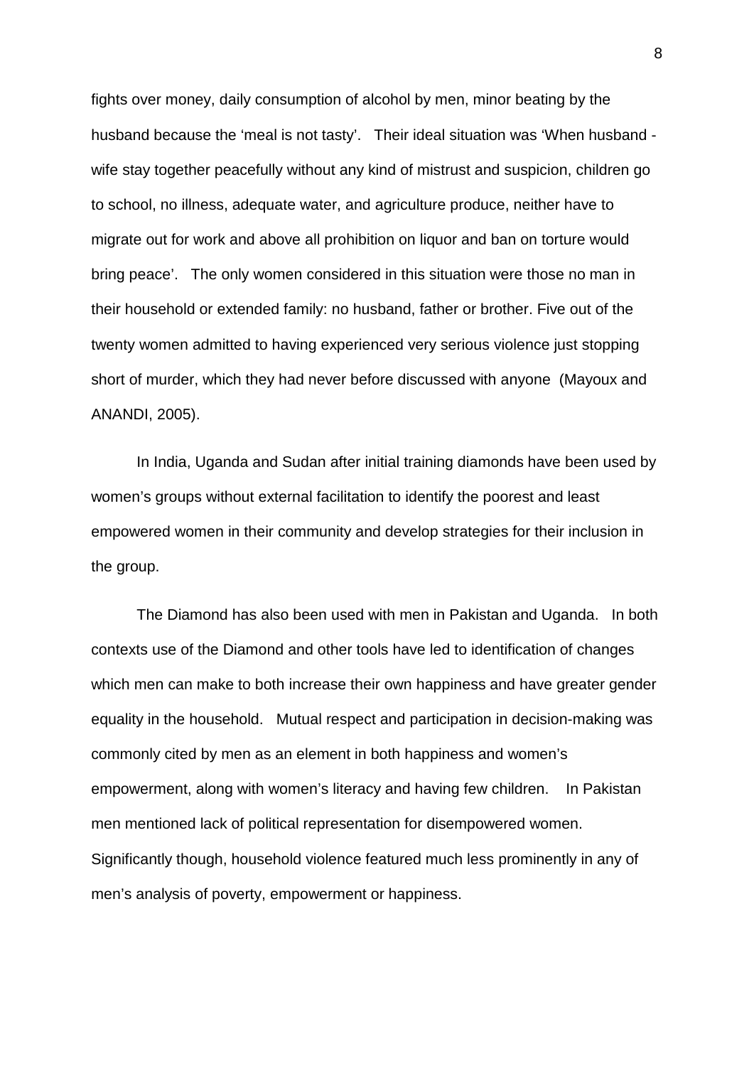fights over money, daily consumption of alcohol by men, minor beating by the husband because the 'meal is not tasty'. Their ideal situation was 'When husband - wife stay together peacefully without any kind of mistrust and suspicion, children go to school, no illness, adequate water, and agriculture produce, neither have to migrate out for work and above all prohibition on liquor and ban on torture would bring peace'. The only women considered in this situation were those no man in their household or extended family: no husband, father or brother. Five out of the twenty women admitted to having experienced very serious violence just stopping short of murder, which they had never before discussed with anyone (Mayoux and ANANDI, 2005).

In India, Uganda and Sudan after initial training diamonds have been used by women's groups without external facilitation to identify the poorest and least empowered women in their community and develop strategies for their inclusion in the group.

The Diamond has also been used with men in Pakistan and Uganda. In both contexts use of the Diamond and other tools have led to identification of changes which men can make to both increase their own happiness and have greater gender equality in the household. Mutual respect and participation in decision-making was commonly cited by men as an element in both happiness and women's empowerment, along with women's literacy and having few children. In Pakistan men mentioned lack of political representation for disempowered women. Significantly though, household violence featured much less prominently in any of men's analysis of poverty, empowerment or happiness.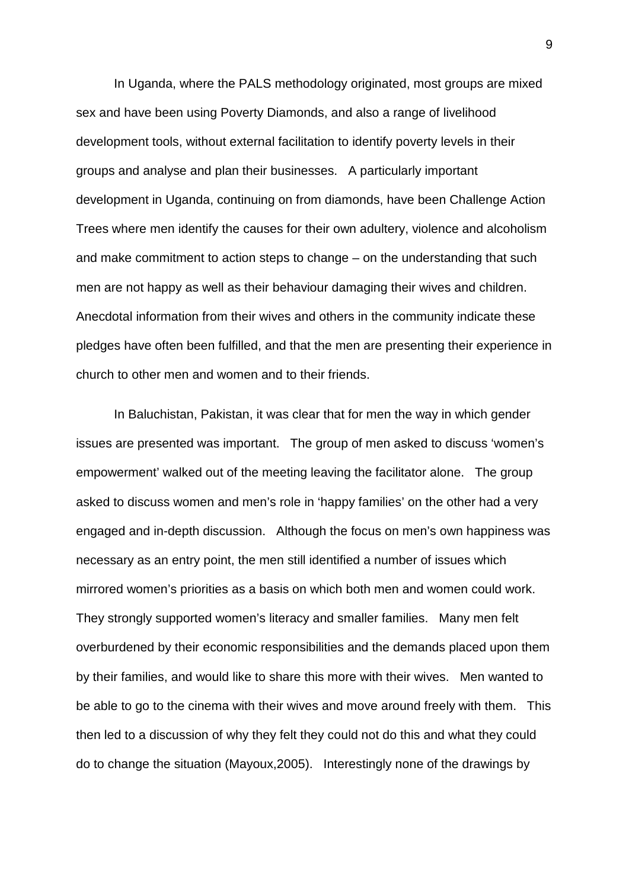In Uganda, where the PALS methodology originated, most groups are mixed sex and have been using Poverty Diamonds, and also a range of livelihood development tools, without external facilitation to identify poverty levels in their groups and analyse and plan their businesses. A particularly important development in Uganda, continuing on from diamonds, have been Challenge Action Trees where men identify the causes for their own adultery, violence and alcoholism and make commitment to action steps to change – on the understanding that such men are not happy as well as their behaviour damaging their wives and children. Anecdotal information from their wives and others in the community indicate these pledges have often been fulfilled, and that the men are presenting their experience in church to other men and women and to their friends.

In Baluchistan, Pakistan, it was clear that for men the way in which gender issues are presented was important. The group of men asked to discuss 'women's empowerment' walked out of the meeting leaving the facilitator alone. The group asked to discuss women and men's role in 'happy families' on the other had a very engaged and in-depth discussion. Although the focus on men's own happiness was necessary as an entry point, the men still identified a number of issues which mirrored women's priorities as a basis on which both men and women could work. They strongly supported women's literacy and smaller families. Many men felt overburdened by their economic responsibilities and the demands placed upon them by their families, and would like to share this more with their wives. Men wanted to be able to go to the cinema with their wives and move around freely with them. This then led to a discussion of why they felt they could not do this and what they could do to change the situation (Mayoux,2005). Interestingly none of the drawings by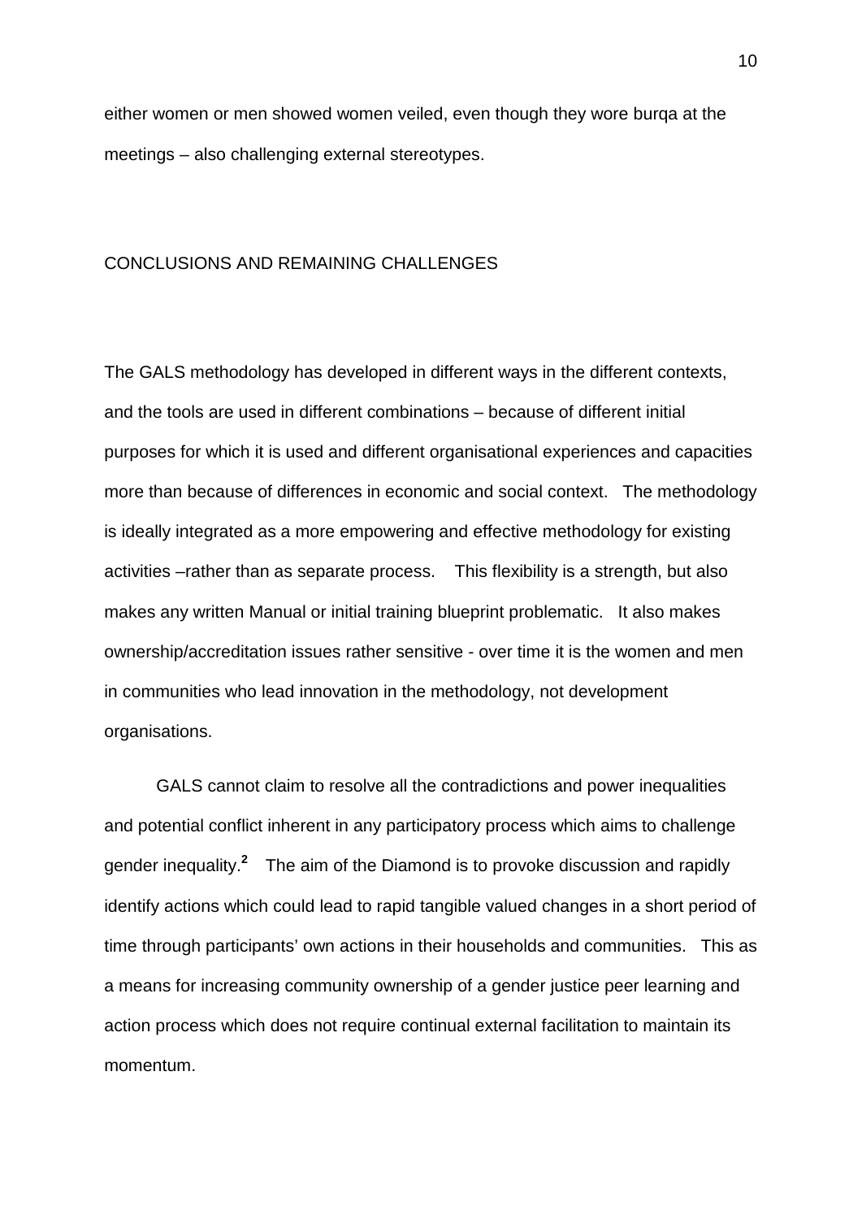either women or men showed women veiled, even though they wore burqa at the meetings – also challenging external stereotypes.

## CONCLUSIONS AND REMAINING CHALLENGES

The GALS methodology has developed in different ways in the different contexts, and the tools are used in different combinations – because of different initial purposes for which it is used and different organisational experiences and capacities more than because of differences in economic and social context. The methodology is ideally integrated as a more empowering and effective methodology for existing activities –rather than as separate process. This flexibility is a strength, but also makes any written Manual or initial training blueprint problematic. It also makes ownership/accreditation issues rather sensitive - over time it is the women and men in communities who lead innovation in the methodology, not development organisations.

GALS cannot claim to resolve all the contradictions and power inequalities and potential conflict inherent in any participatory process which aims to challenge gender inequality.[2] The aim of the Diamond is to provoke discussion and rapidly identify actions which could lead to rapid tangible valued changes in a short period of time through participants' own actions in their households and communities. This as a means for increasing community ownership of a gender justice peer learning and action process which does not require continual external facilitation to maintain its momentum.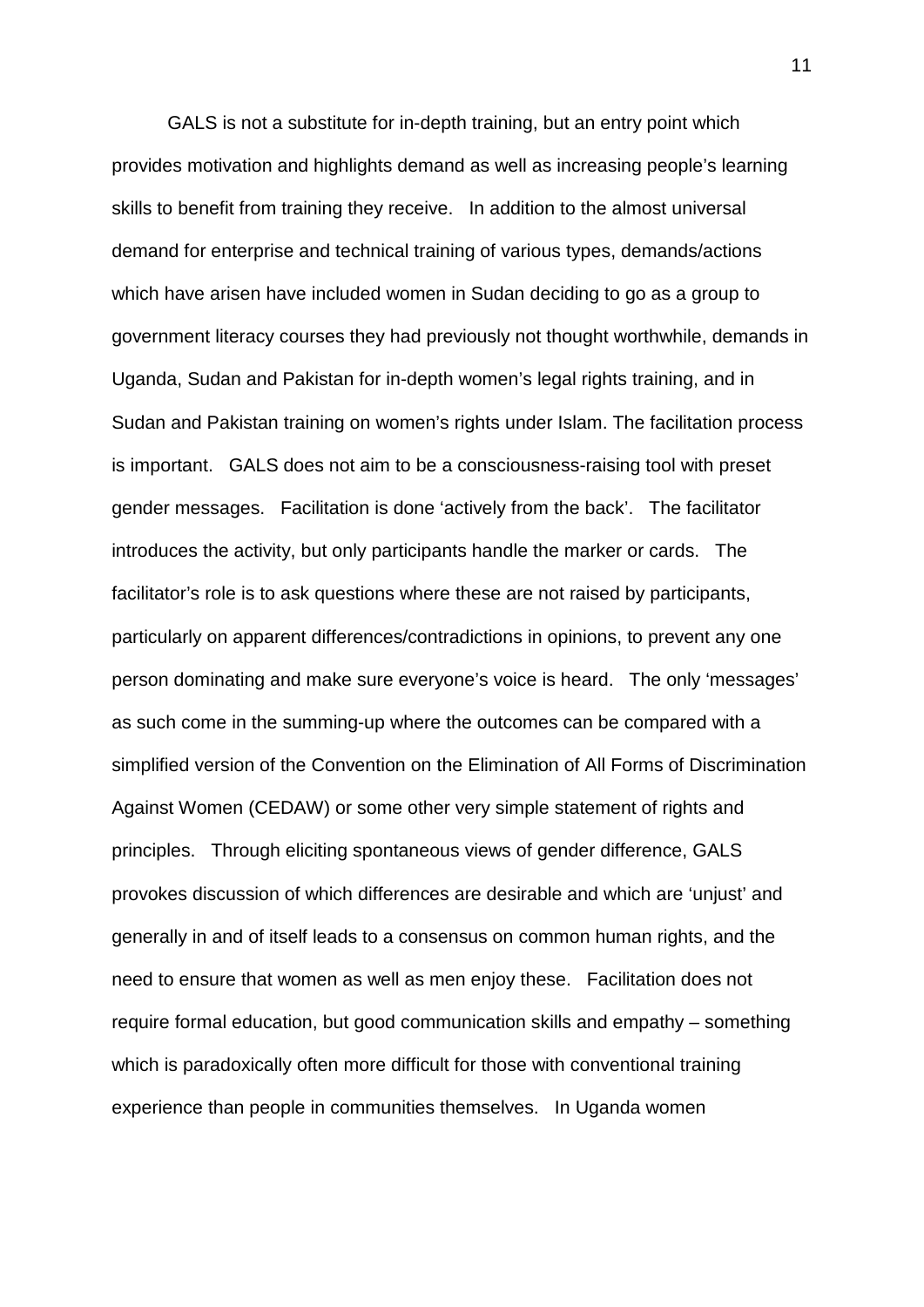GALS is not a substitute for in-depth training, but an entry point which provides motivation and highlights demand as well as increasing people's learning skills to benefit from training they receive. In addition to the almost universal demand for enterprise and technical training of various types, demands/actions which have arisen have included women in Sudan deciding to go as a group to government literacy courses they had previously not thought worthwhile, demands in Uganda, Sudan and Pakistan for in-depth women's legal rights training, and in Sudan and Pakistan training on women's rights under Islam. The facilitation process is important. GALS does not aim to be a consciousness-raising tool with preset gender messages. Facilitation is done 'actively from the back'. The facilitator introduces the activity, but only participants handle the marker or cards. The facilitator's role is to ask questions where these are not raised by participants, particularly on apparent differences/contradictions in opinions, to prevent any one person dominating and make sure everyone's voice is heard. The only 'messages' as such come in the summing-up where the outcomes can be compared with a simplified version of the Convention on the Elimination of All Forms of Discrimination Against Women (CEDAW) or some other very simple statement of rights and principles. Through eliciting spontaneous views of gender difference, GALS provokes discussion of which differences are desirable and which are 'unjust' and generally in and of itself leads to a consensus on common human rights, and the need to ensure that women as well as men enjoy these. Facilitation does not require formal education, but good communication skills and empathy – something which is paradoxically often more difficult for those with conventional training experience than people in communities themselves. In Uganda women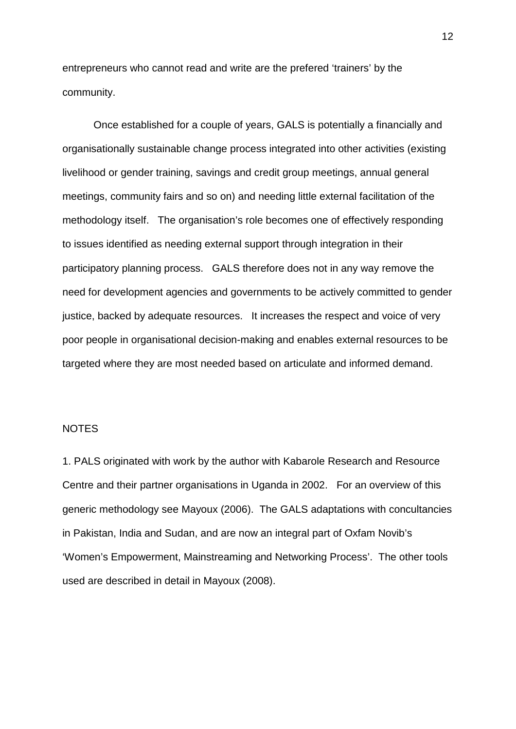entrepreneurs who cannot read and write are the prefered 'trainers' by the community.

Once established for a couple of years, GALS is potentially a financially and organisationally sustainable change process integrated into other activities (existing livelihood or gender training, savings and credit group meetings, annual general meetings, community fairs and so on) and needing little external facilitation of the methodology itself. The organisation's role becomes one of effectively responding to issues identified as needing external support through integration in their participatory planning process. GALS therefore does not in any way remove the need for development agencies and governments to be actively committed to gender justice, backed by adequate resources. It increases the respect and voice of very poor people in organisational decision-making and enables external resources to be targeted where they are most needed based on articulate and informed demand.

NOTES

1. PALS originated with work by the author with Kabarole Research and Resource Centre and their partner organisations in Uganda in 2002. For an overview of this generic methodology see Mayoux (2006). The GALS adaptations with concultancies in Pakistan, India and Sudan, and are now an integral part of Oxfam Novib's 'Women's Empowerment, Mainstreaming and Networking Process'. The other tools used are described in detail in Mayoux (2008).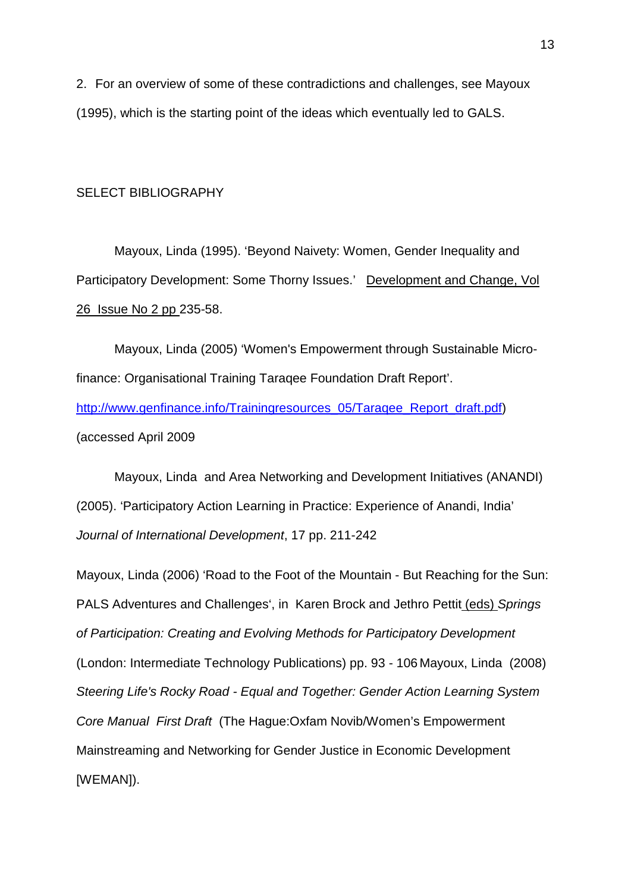2. For an overview of some of these contradictions and challenges, see Mayoux (1995), which is the starting point of the ideas which eventually led to GALS.

SELECT BIBLIOGRAPHY

Mayoux, Linda (1995). 'Beyond Naivety: Women, Gender Inequality and Participatory Development: Some Thorny Issues.' Development and Change, Vol 26 Issue No 2 pp 235-58.

Mayoux, Linda (2005) 'Women's Empowerment through Sustainable Micro-finance: Organisational Training Taraqee Foundation Draft Report'. http://www.genfinance.info/Trainingresources_05/Taraqee_Report_draft.pdf) (accessed April 2009

Mayoux, Linda and Area Networking and Development Initiatives (ANANDI) (2005). 'Participatory Action Learning in Practice: Experience of Anandi, India' *Journal of International Development*, 17 pp. 211-242

Mayoux, Linda (2006) 'Road to the Foot of the Mountain - But Reaching for the Sun: PALS Adventures and Challenges', in Karen Brock and Jethro Pettit (eds) *Springs of Participation: Creating and Evolving Methods for Participatory Development* (London: Intermediate Technology Publications) pp. 93 - 106 Mayoux, Linda (2008) *Steering Life's Rocky Road - Equal and Together: Gender Action Learning System Core Manual First Draft* (The Hague:Oxfam Novib/Women's Empowerment Mainstreaming and Networking for Gender Justice in Economic Development [WEMAN]).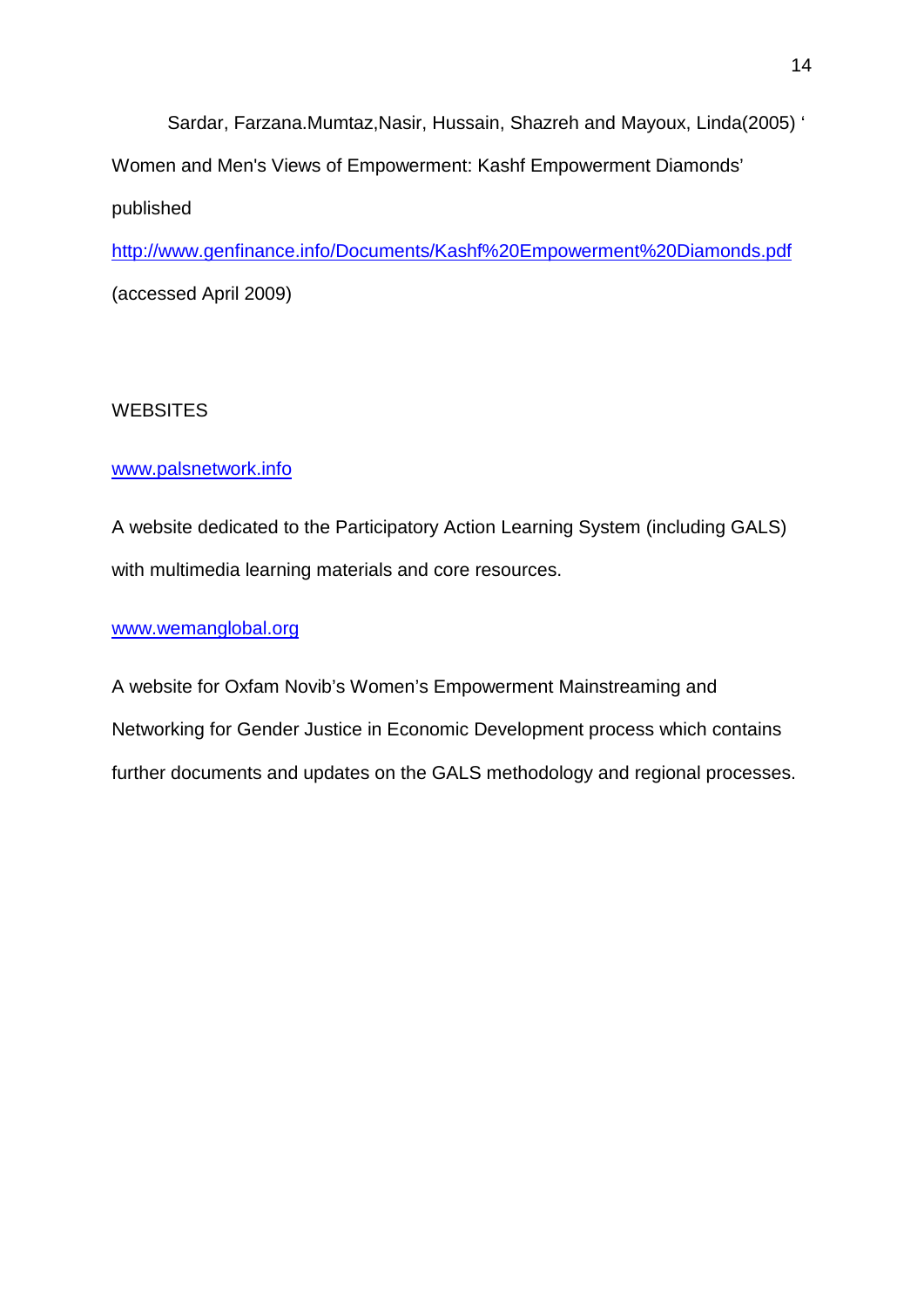Sardar, Farzana.Mumtaz,Nasir, Hussain, Shazreh and Mayoux, Linda(2005) ' Women and Men's Views of Empowerment: Kashf Empowerment Diamonds' published http://www.genfinance.info/Documents/Kashf%20Empowerment%20Diamonds.pdf (accessed April 2009)

WEBSITES

www.palsnetwork.info

A website dedicated to the Participatory Action Learning System (including GALS) with multimedia learning materials and core resources.

www.wemanglobal.org

A website for Oxfam Novib's Women's Empowerment Mainstreaming and Networking for Gender Justice in Economic Development process which contains further documents and updates on the GALS methodology and regional processes.